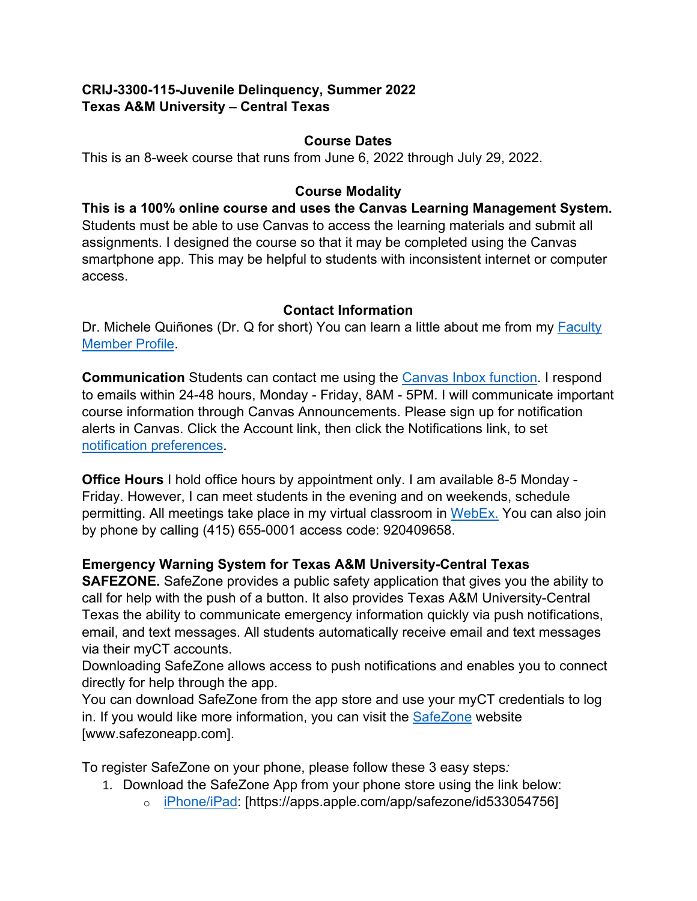**CRIJ-3300-115-Juvenile Delinquency, Summer 2022**
**Texas A&M University – Central Texas**

## Course Dates

This is an 8-week course that runs from June 6, 2022 through July 29, 2022.

## Course Modality

**This is a 100% online course and uses the Canvas Learning Management System.** Students must be able to use Canvas to access the learning materials and submit all assignments. I designed the course so that it may be completed using the Canvas smartphone app. This may be helpful to students with inconsistent internet or computer access.

## Contact Information

Dr. Michele Quiñones (Dr. Q for short) You can learn a little about me from my Faculty Member Profile.

**Communication** Students can contact me using the Canvas Inbox function. I respond to emails within 24-48 hours, Monday - Friday, 8AM - 5PM. I will communicate important course information through Canvas Announcements. Please sign up for notification alerts in Canvas. Click the Account link, then click the Notifications link, to set notification preferences.

**Office Hours** I hold office hours by appointment only. I am available 8-5 Monday - Friday. However, I can meet students in the evening and on weekends, schedule permitting. All meetings take place in my virtual classroom in WebEx. You can also join by phone by calling (415) 655-0001 access code: 920409658.

**Emergency Warning System for Texas A&M University-Central Texas**
**SAFEZONE.** SafeZone provides a public safety application that gives you the ability to call for help with the push of a button. It also provides Texas A&M University-Central Texas the ability to communicate emergency information quickly via push notifications, email, and text messages. All students automatically receive email and text messages via their myCT accounts.
Downloading SafeZone allows access to push notifications and enables you to connect directly for help through the app.
You can download SafeZone from the app store and use your myCT credentials to log in. If you would like more information, you can visit the SafeZone website [www.safezoneapp.com].

To register SafeZone on your phone, please follow these 3 easy steps*:*

1. Download the SafeZone App from your phone store using the link below:
   - iPhone/iPad: [https://apps.apple.com/app/safezone/id533054756]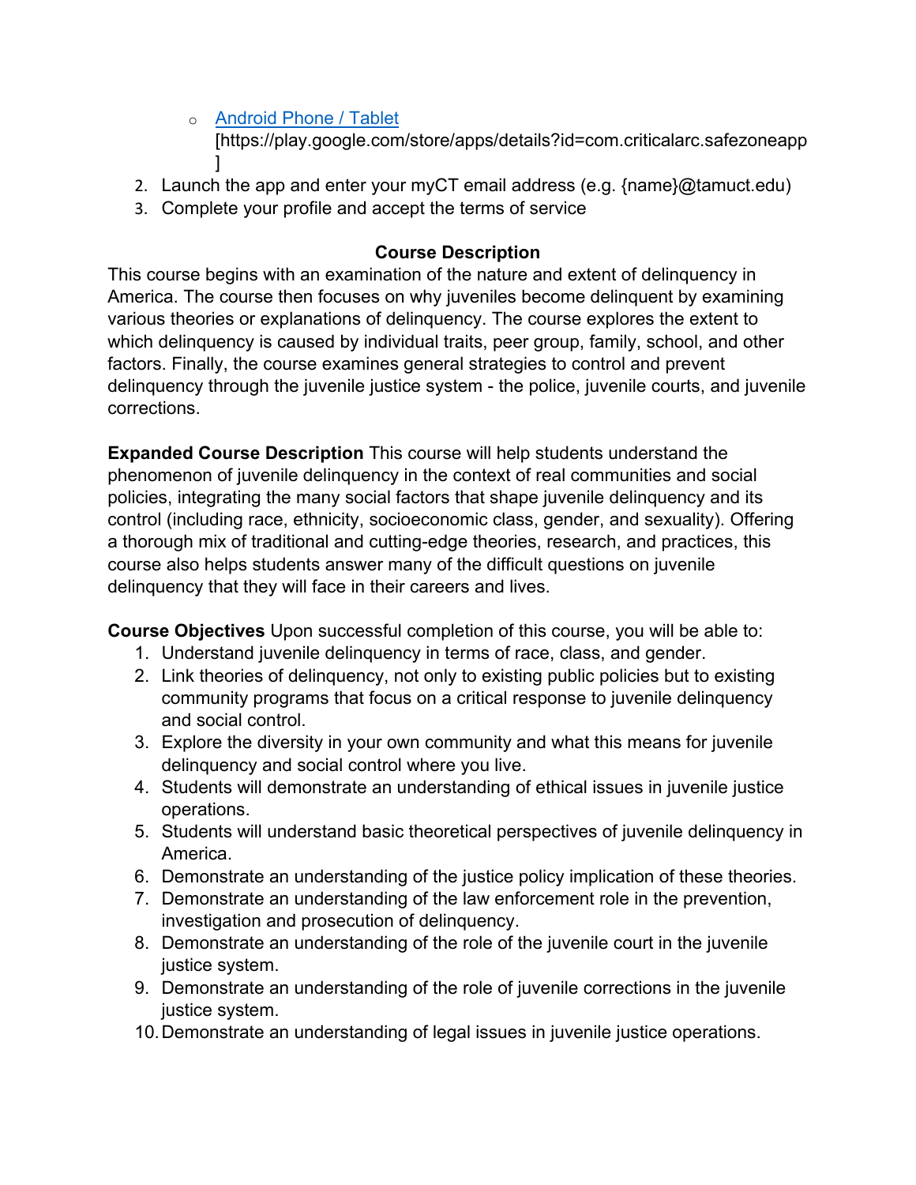- [Android Phone / Tablet](https://play.google.com/store/apps/details?id=com.criticalarc.safezoneapp) [https://play.google.com/store/apps/details?id=com.criticalarc.safezoneapp]
2. Launch the app and enter your myCT email address (e.g. {name}@tamuct.edu)
3. Complete your profile and accept the terms of service

## Course Description

This course begins with an examination of the nature and extent of delinquency in America. The course then focuses on why juveniles become delinquent by examining various theories or explanations of delinquency. The course explores the extent to which delinquency is caused by individual traits, peer group, family, school, and other factors. Finally, the course examines general strategies to control and prevent delinquency through the juvenile justice system - the police, juvenile courts, and juvenile corrections.

**Expanded Course Description** This course will help students understand the phenomenon of juvenile delinquency in the context of real communities and social policies, integrating the many social factors that shape juvenile delinquency and its control (including race, ethnicity, socioeconomic class, gender, and sexuality). Offering a thorough mix of traditional and cutting-edge theories, research, and practices, this course also helps students answer many of the difficult questions on juvenile delinquency that they will face in their careers and lives.

**Course Objectives** Upon successful completion of this course, you will be able to:

1. Understand juvenile delinquency in terms of race, class, and gender.
2. Link theories of delinquency, not only to existing public policies but to existing community programs that focus on a critical response to juvenile delinquency and social control.
3. Explore the diversity in your own community and what this means for juvenile delinquency and social control where you live.
4. Students will demonstrate an understanding of ethical issues in juvenile justice operations.
5. Students will understand basic theoretical perspectives of juvenile delinquency in America.
6. Demonstrate an understanding of the justice policy implication of these theories.
7. Demonstrate an understanding of the law enforcement role in the prevention, investigation and prosecution of delinquency.
8. Demonstrate an understanding of the role of the juvenile court in the juvenile justice system.
9. Demonstrate an understanding of the role of juvenile corrections in the juvenile justice system.
10. Demonstrate an understanding of legal issues in juvenile justice operations.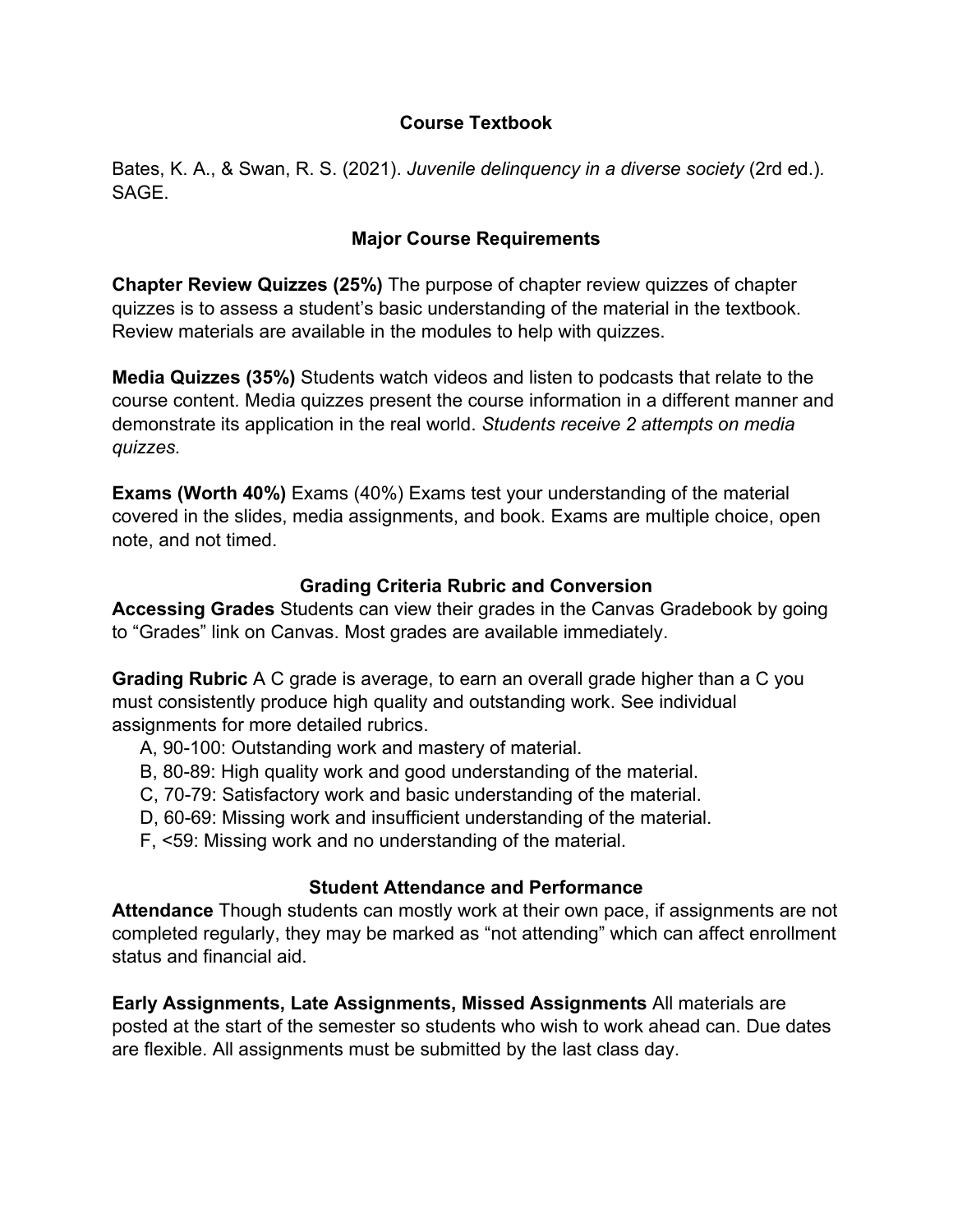## Course Textbook

Bates, K. A., & Swan, R. S. (2021). *Juvenile delinquency in a diverse society* (2rd ed.). SAGE.

## Major Course Requirements

**Chapter Review Quizzes (25%)** The purpose of chapter review quizzes of chapter quizzes is to assess a student's basic understanding of the material in the textbook. Review materials are available in the modules to help with quizzes.

**Media Quizzes (35%)** Students watch videos and listen to podcasts that relate to the course content. Media quizzes present the course information in a different manner and demonstrate its application in the real world. *Students receive 2 attempts on media quizzes.*

**Exams (Worth 40%)** Exams (40%) Exams test your understanding of the material covered in the slides, media assignments, and book. Exams are multiple choice, open note, and not timed.

## Grading Criteria Rubric and Conversion

**Accessing Grades** Students can view their grades in the Canvas Gradebook by going to "Grades" link on Canvas. Most grades are available immediately.

**Grading Rubric** A C grade is average, to earn an overall grade higher than a C you must consistently produce high quality and outstanding work. See individual assignments for more detailed rubrics.

- A, 90-100: Outstanding work and mastery of material.
- B, 80-89: High quality work and good understanding of the material.
- C, 70-79: Satisfactory work and basic understanding of the material.
- D, 60-69: Missing work and insufficient understanding of the material.
- F, <59: Missing work and no understanding of the material.

## Student Attendance and Performance

**Attendance** Though students can mostly work at their own pace, if assignments are not completed regularly, they may be marked as "not attending" which can affect enrollment status and financial aid.

**Early Assignments, Late Assignments, Missed Assignments** All materials are posted at the start of the semester so students who wish to work ahead can. Due dates are flexible. All assignments must be submitted by the last class day.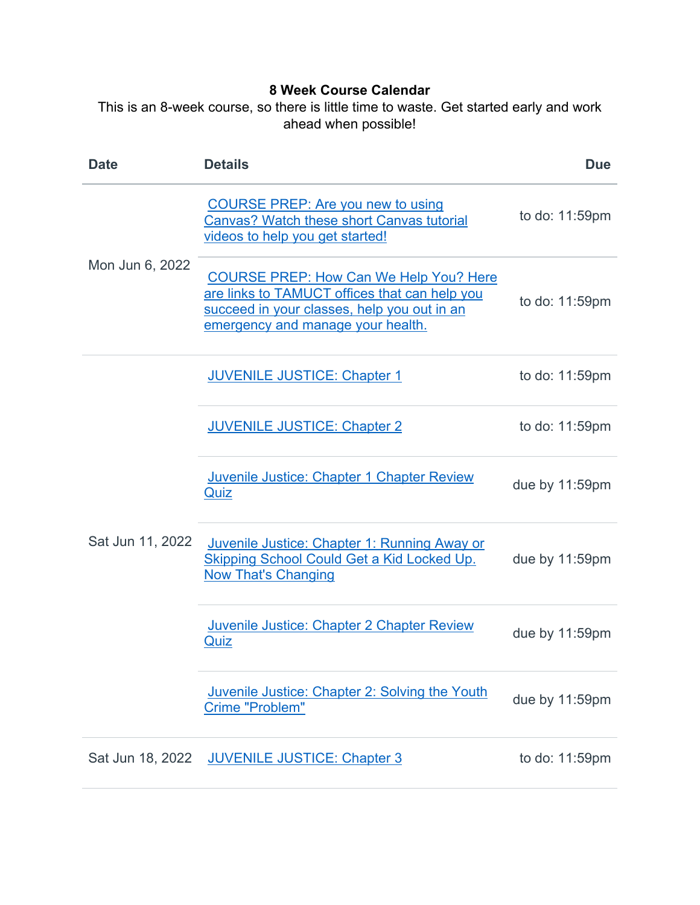**8 Week Course Calendar**

This is an 8-week course, so there is little time to waste. Get started early and work ahead when possible!

| Date | Details | Due |
|---|---|---|
| Mon Jun 6, 2022 | COURSE PREP: Are you new to using Canvas? Watch these short Canvas tutorial videos to help you get started! | to do: 11:59pm |
| | COURSE PREP: How Can We Help You? Here are links to TAMUCT offices that can help you succeed in your classes, help you out in an emergency and manage your health. | to do: 11:59pm |
| Sat Jun 11, 2022 | JUVENILE JUSTICE: Chapter 1 | to do: 11:59pm |
| | JUVENILE JUSTICE: Chapter 2 | to do: 11:59pm |
| | Juvenile Justice: Chapter 1 Chapter Review Quiz | due by 11:59pm |
| | Juvenile Justice: Chapter 1: Running Away or Skipping School Could Get a Kid Locked Up. Now That's Changing | due by 11:59pm |
| | Juvenile Justice: Chapter 2 Chapter Review Quiz | due by 11:59pm |
| | Juvenile Justice: Chapter 2: Solving the Youth Crime "Problem" | due by 11:59pm |
| Sat Jun 18, 2022 | JUVENILE JUSTICE: Chapter 3 | to do: 11:59pm |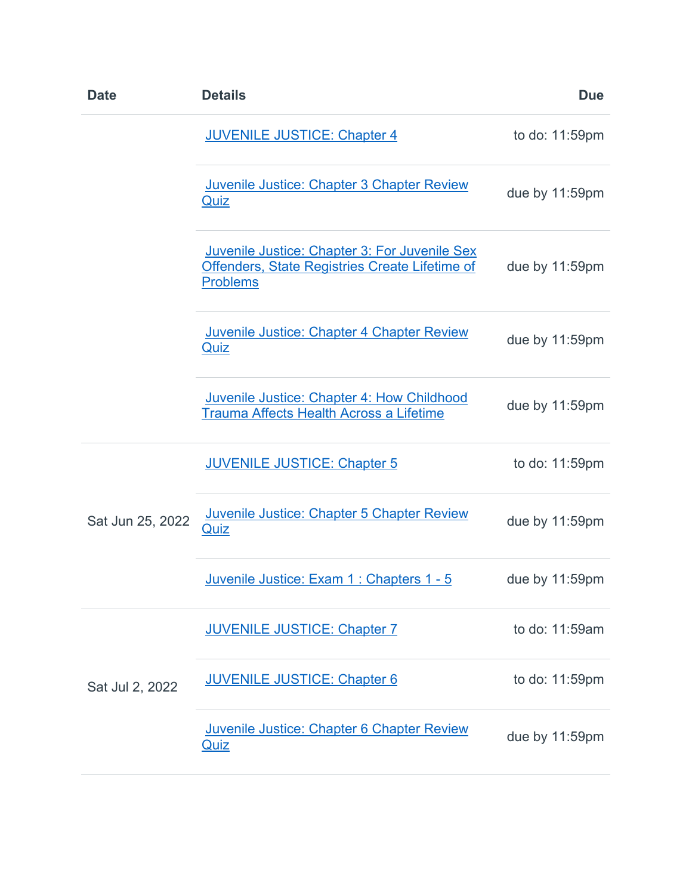| Date | Details | Due |
|---|---|---|
| | JUVENILE JUSTICE: Chapter 4 | to do: 11:59pm |
| | Juvenile Justice: Chapter 3 Chapter Review Quiz | due by 11:59pm |
| | Juvenile Justice: Chapter 3: For Juvenile Sex Offenders, State Registries Create Lifetime of Problems | due by 11:59pm |
| | Juvenile Justice: Chapter 4 Chapter Review Quiz | due by 11:59pm |
| | Juvenile Justice: Chapter 4: How Childhood Trauma Affects Health Across a Lifetime | due by 11:59pm |
| Sat Jun 25, 2022 | JUVENILE JUSTICE: Chapter 5 | to do: 11:59pm |
| | Juvenile Justice: Chapter 5 Chapter Review Quiz | due by 11:59pm |
| | Juvenile Justice: Exam 1 : Chapters 1 - 5 | due by 11:59pm |
| Sat Jul 2, 2022 | JUVENILE JUSTICE: Chapter 7 | to do: 11:59am |
| | JUVENILE JUSTICE: Chapter 6 | to do: 11:59pm |
| | Juvenile Justice: Chapter 6 Chapter Review Quiz | due by 11:59pm |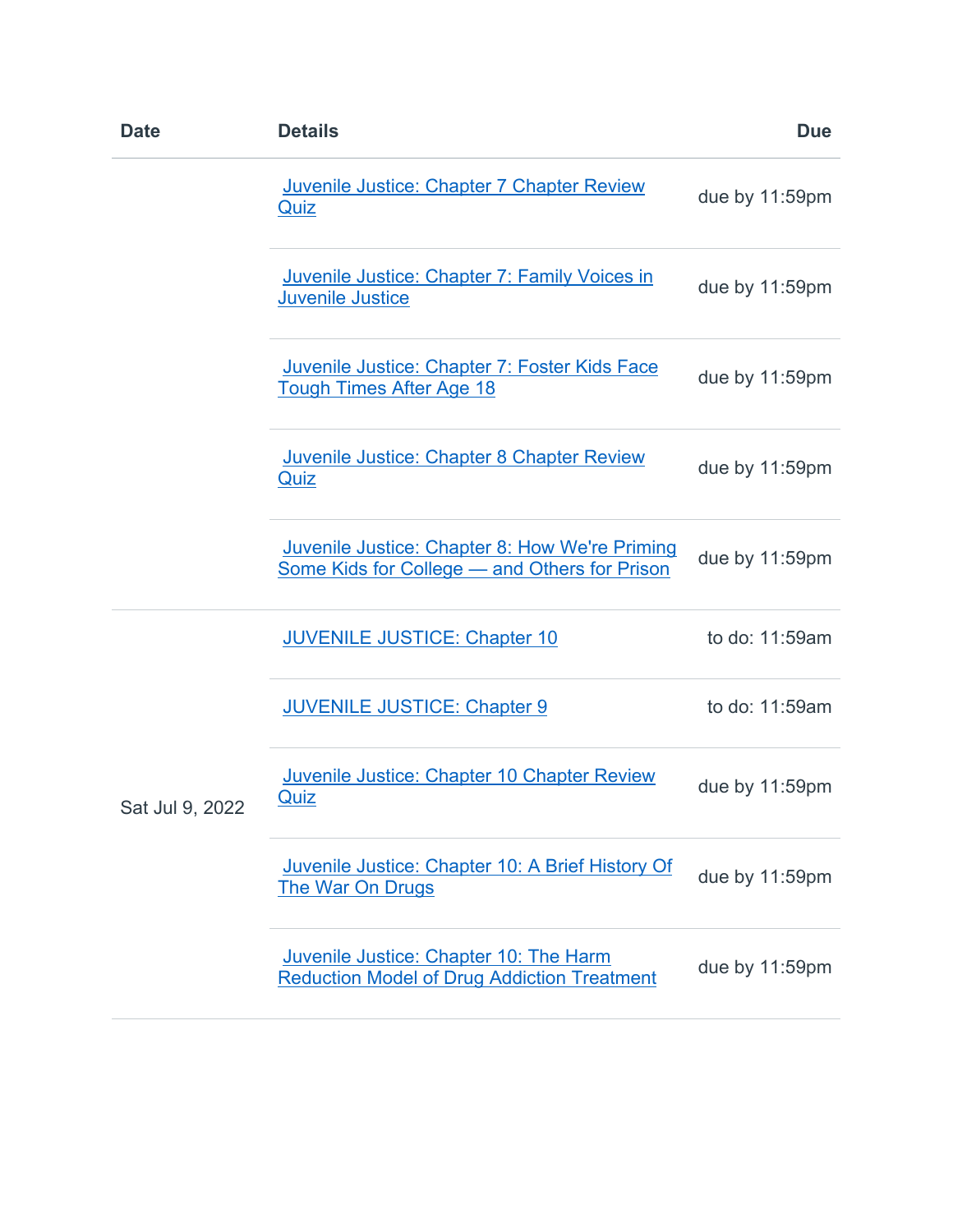| Date | Details | Due |
|---|---|---|
| | Juvenile Justice: Chapter 7 Chapter Review Quiz | due by 11:59pm |
| | Juvenile Justice: Chapter 7: Family Voices in Juvenile Justice | due by 11:59pm |
| | Juvenile Justice: Chapter 7: Foster Kids Face Tough Times After Age 18 | due by 11:59pm |
| | Juvenile Justice: Chapter 8 Chapter Review Quiz | due by 11:59pm |
| | Juvenile Justice: Chapter 8: How We're Priming Some Kids for College — and Others for Prison | due by 11:59pm |
| Sat Jul 9, 2022 | JUVENILE JUSTICE: Chapter 10 | to do: 11:59am |
| | JUVENILE JUSTICE: Chapter 9 | to do: 11:59am |
| | Juvenile Justice: Chapter 10 Chapter Review Quiz | due by 11:59pm |
| | Juvenile Justice: Chapter 10: A Brief History Of The War On Drugs | due by 11:59pm |
| | Juvenile Justice: Chapter 10: The Harm Reduction Model of Drug Addiction Treatment | due by 11:59pm |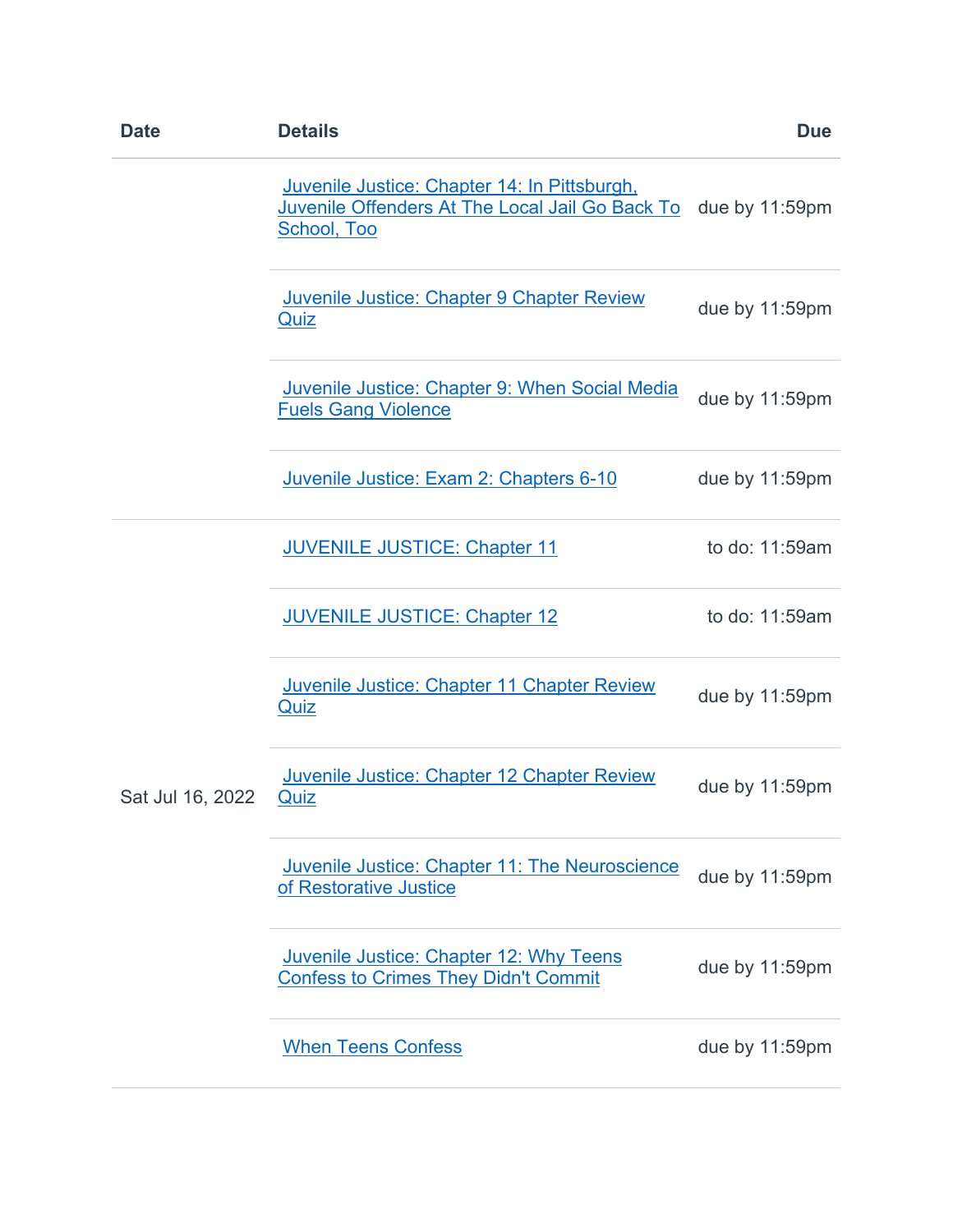| Date | Details | Due |
| --- | --- | --- |
| | Juvenile Justice: Chapter 14: In Pittsburgh, Juvenile Offenders At The Local Jail Go Back To School, Too | due by 11:59pm |
| | Juvenile Justice: Chapter 9 Chapter Review Quiz | due by 11:59pm |
| | Juvenile Justice: Chapter 9: When Social Media Fuels Gang Violence | due by 11:59pm |
| | Juvenile Justice: Exam 2: Chapters 6-10 | due by 11:59pm |
| Sat Jul 16, 2022 | JUVENILE JUSTICE: Chapter 11 | to do: 11:59am |
| | JUVENILE JUSTICE: Chapter 12 | to do: 11:59am |
| | Juvenile Justice: Chapter 11 Chapter Review Quiz | due by 11:59pm |
| | Juvenile Justice: Chapter 12 Chapter Review Quiz | due by 11:59pm |
| | Juvenile Justice: Chapter 11: The Neuroscience of Restorative Justice | due by 11:59pm |
| | Juvenile Justice: Chapter 12: Why Teens Confess to Crimes They Didn't Commit | due by 11:59pm |
| | When Teens Confess | due by 11:59pm |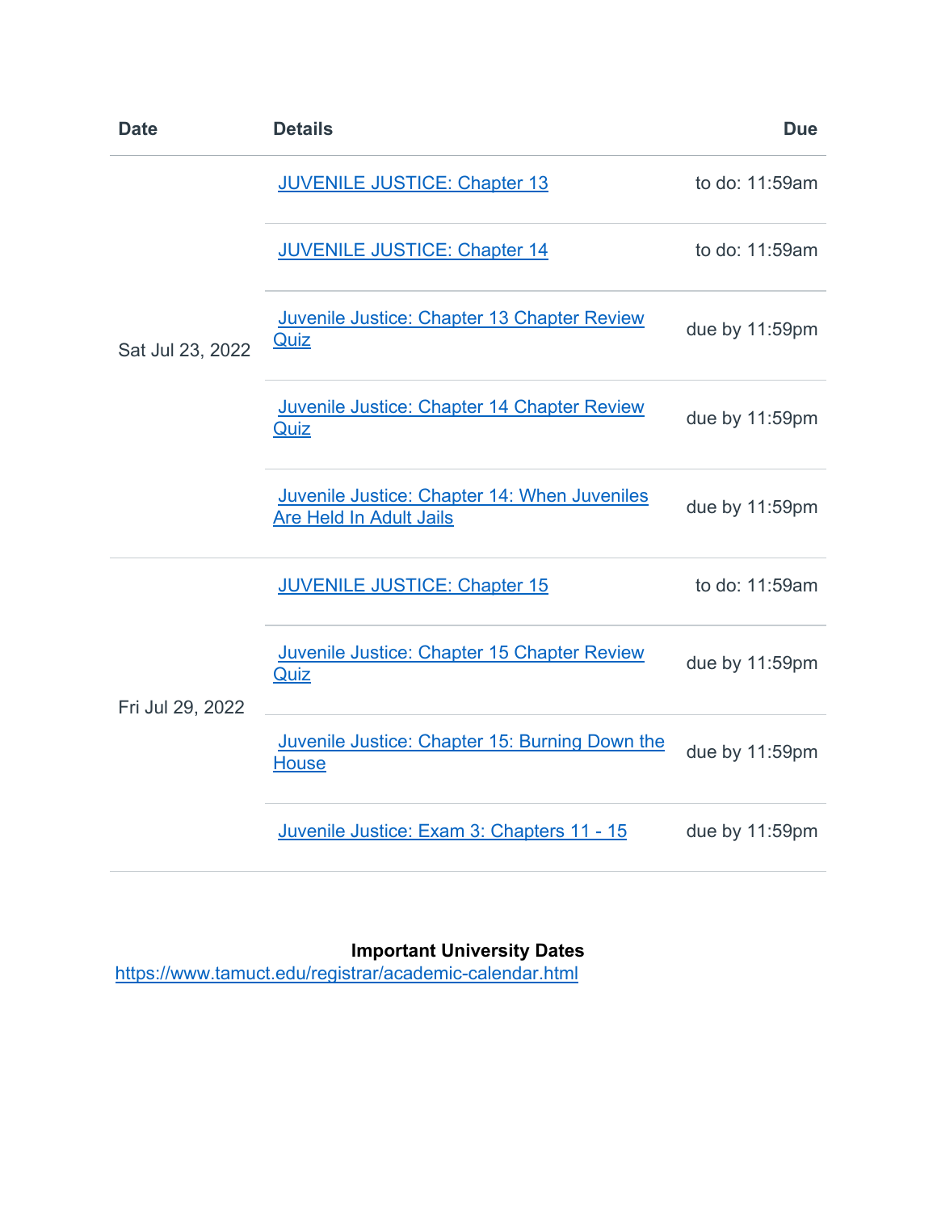| Date | Details | Due |
|---|---|---|
| Sat Jul 23, 2022 | JUVENILE JUSTICE: Chapter 13 | to do: 11:59am |
| | JUVENILE JUSTICE: Chapter 14 | to do: 11:59am |
| | Juvenile Justice: Chapter 13 Chapter Review Quiz | due by 11:59pm |
| | Juvenile Justice: Chapter 14 Chapter Review Quiz | due by 11:59pm |
| | Juvenile Justice: Chapter 14: When Juveniles Are Held In Adult Jails | due by 11:59pm |
| Fri Jul 29, 2022 | JUVENILE JUSTICE: Chapter 15 | to do: 11:59am |
| | Juvenile Justice: Chapter 15 Chapter Review Quiz | due by 11:59pm |
| | Juvenile Justice: Chapter 15: Burning Down the House | due by 11:59pm |
| | Juvenile Justice: Exam 3: Chapters 11 - 15 | due by 11:59pm |

**Important University Dates**

https://www.tamuct.edu/registrar/academic-calendar.html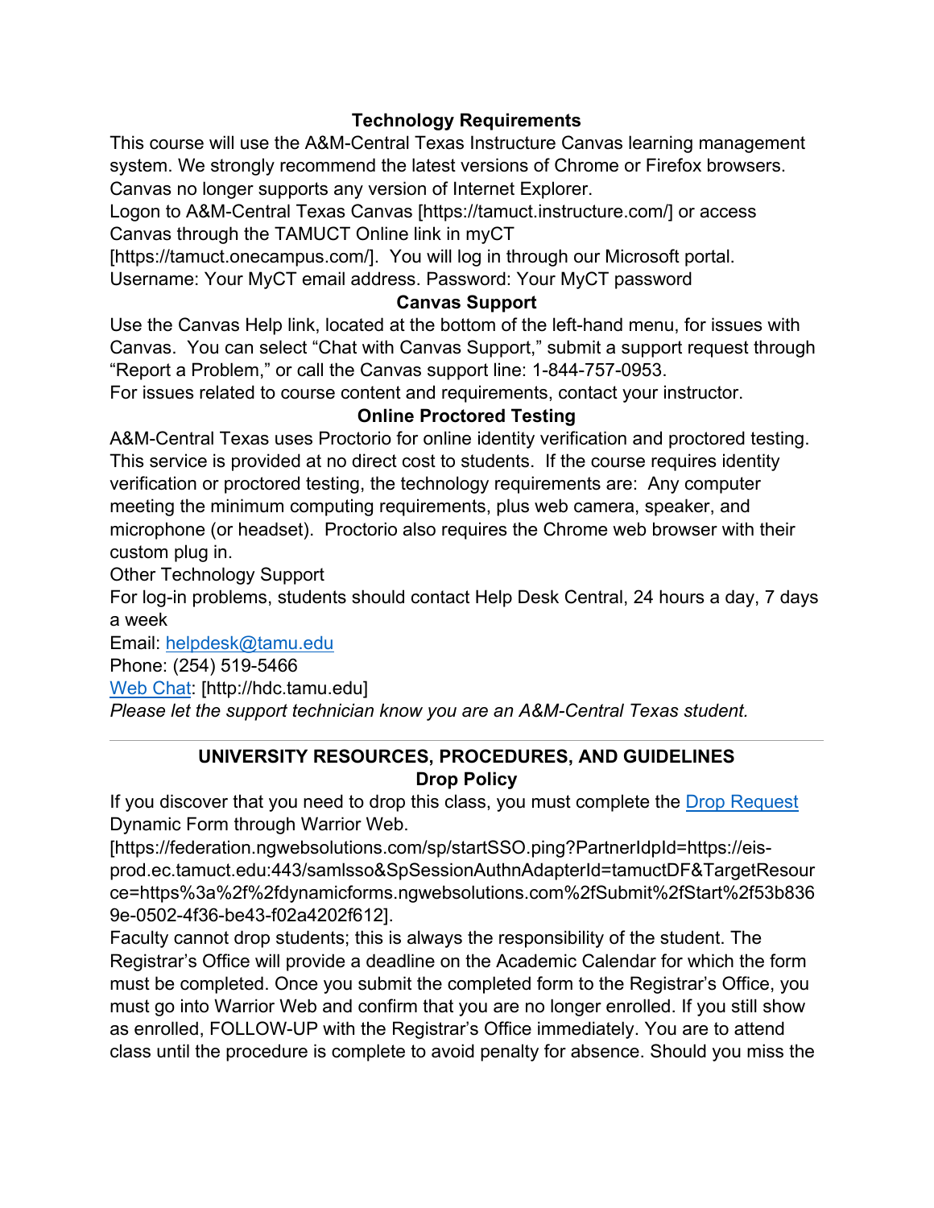### Technology Requirements

This course will use the A&M-Central Texas Instructure Canvas learning management system. We strongly recommend the latest versions of Chrome or Firefox browsers. Canvas no longer supports any version of Internet Explorer.

Logon to A&M-Central Texas Canvas [https://tamuct.instructure.com/] or access Canvas through the TAMUCT Online link in myCT [https://tamuct.onecampus.com/]. You will log in through our Microsoft portal.

Username: Your MyCT email address. Password: Your MyCT password

### Canvas Support

Use the Canvas Help link, located at the bottom of the left-hand menu, for issues with Canvas. You can select "Chat with Canvas Support," submit a support request through "Report a Problem," or call the Canvas support line: 1-844-757-0953.

For issues related to course content and requirements, contact your instructor.

### Online Proctored Testing

A&M-Central Texas uses Proctorio for online identity verification and proctored testing. This service is provided at no direct cost to students. If the course requires identity verification or proctored testing, the technology requirements are: Any computer meeting the minimum computing requirements, plus web camera, speaker, and microphone (or headset). Proctorio also requires the Chrome web browser with their custom plug in.

Other Technology Support

For log-in problems, students should contact Help Desk Central, 24 hours a day, 7 days a week

Email: helpdesk@tamu.edu

Phone: (254) 519-5466

Web Chat: [http://hdc.tamu.edu]

*Please let the support technician know you are an A&M-Central Texas student.*

---

## UNIVERSITY RESOURCES, PROCEDURES, AND GUIDELINES

### Drop Policy

If you discover that you need to drop this class, you must complete the Drop Request Dynamic Form through Warrior Web.

[https://federation.ngwebsolutions.com/sp/startSSO.ping?PartnerIdpId=https://eis-prod.ec.tamuct.edu:443/samlsso&SpSessionAuthnAdapterId=tamuctDF&TargetResource=https%3a%2f%2fdynamicforms.ngwebsolutions.com%2fSubmit%2fStart%2f53b8369e-0502-4f36-be43-f02a4202f612].

Faculty cannot drop students; this is always the responsibility of the student. The Registrar's Office will provide a deadline on the Academic Calendar for which the form must be completed. Once you submit the completed form to the Registrar's Office, you must go into Warrior Web and confirm that you are no longer enrolled. If you still show as enrolled, FOLLOW-UP with the Registrar's Office immediately. You are to attend class until the procedure is complete to avoid penalty for absence. Should you miss the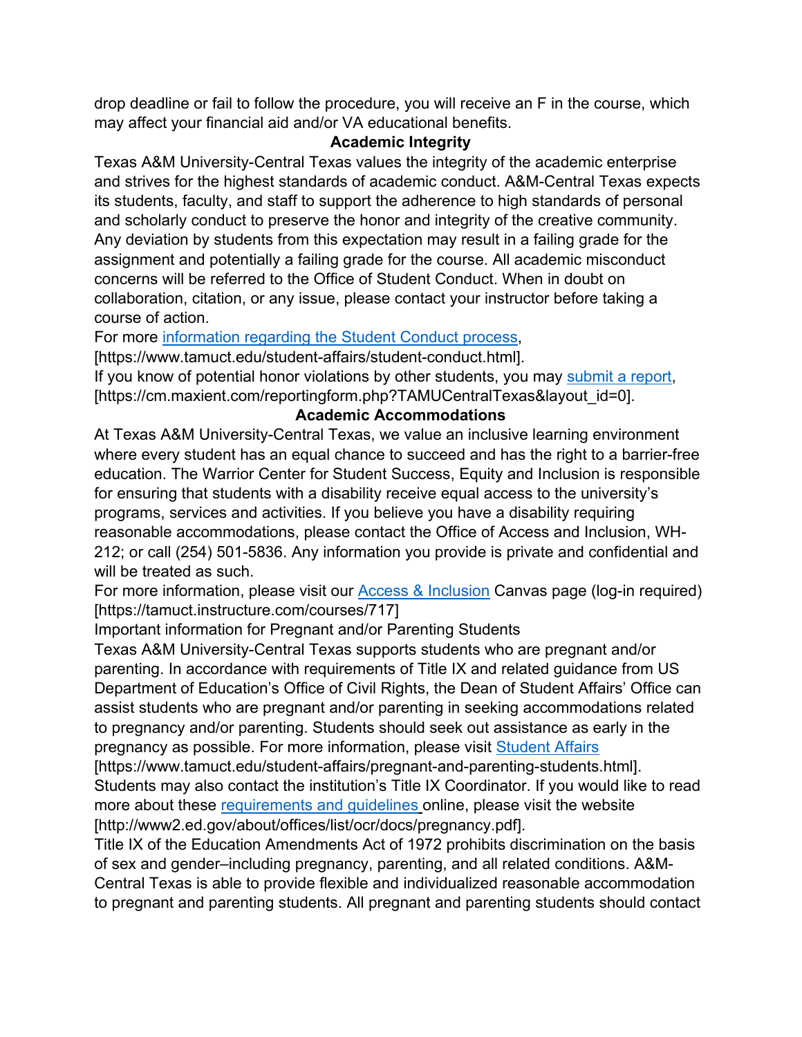drop deadline or fail to follow the procedure, you will receive an F in the course, which may affect your financial aid and/or VA educational benefits.

### Academic Integrity

Texas A&M University-Central Texas values the integrity of the academic enterprise and strives for the highest standards of academic conduct. A&M-Central Texas expects its students, faculty, and staff to support the adherence to high standards of personal and scholarly conduct to preserve the honor and integrity of the creative community. Any deviation by students from this expectation may result in a failing grade for the assignment and potentially a failing grade for the course. All academic misconduct concerns will be referred to the Office of Student Conduct. When in doubt on collaboration, citation, or any issue, please contact your instructor before taking a course of action.

For more information regarding the Student Conduct process, [https://www.tamuct.edu/student-affairs/student-conduct.html].

If you know of potential honor violations by other students, you may submit a report, [https://cm.maxient.com/reportingform.php?TAMUCentralTexas&layout_id=0].

### Academic Accommodations

At Texas A&M University-Central Texas, we value an inclusive learning environment where every student has an equal chance to succeed and has the right to a barrier-free education. The Warrior Center for Student Success, Equity and Inclusion is responsible for ensuring that students with a disability receive equal access to the university's programs, services and activities. If you believe you have a disability requiring reasonable accommodations, please contact the Office of Access and Inclusion, WH-212; or call (254) 501-5836. Any information you provide is private and confidential and will be treated as such.

For more information, please visit our Access & Inclusion Canvas page (log-in required) [https://tamuct.instructure.com/courses/717]

Important information for Pregnant and/or Parenting Students

Texas A&M University-Central Texas supports students who are pregnant and/or parenting. In accordance with requirements of Title IX and related guidance from US Department of Education's Office of Civil Rights, the Dean of Student Affairs' Office can assist students who are pregnant and/or parenting in seeking accommodations related to pregnancy and/or parenting. Students should seek out assistance as early in the pregnancy as possible. For more information, please visit Student Affairs [https://www.tamuct.edu/student-affairs/pregnant-and-parenting-students.html]. Students may also contact the institution's Title IX Coordinator. If you would like to read more about these requirements and guidelines online, please visit the website [http://www2.ed.gov/about/offices/list/ocr/docs/pregnancy.pdf].

Title IX of the Education Amendments Act of 1972 prohibits discrimination on the basis of sex and gender–including pregnancy, parenting, and all related conditions. A&M-Central Texas is able to provide flexible and individualized reasonable accommodation to pregnant and parenting students. All pregnant and parenting students should contact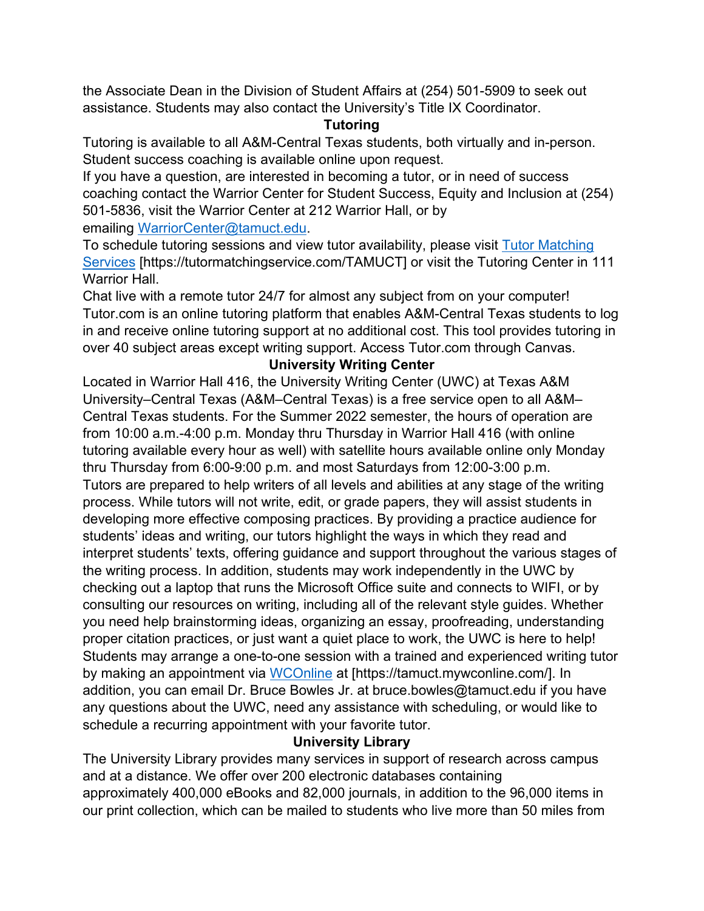the Associate Dean in the Division of Student Affairs at (254) 501-5909 to seek out assistance. Students may also contact the University's Title IX Coordinator.

## Tutoring

Tutoring is available to all A&M-Central Texas students, both virtually and in-person. Student success coaching is available online upon request.

If you have a question, are interested in becoming a tutor, or in need of success coaching contact the Warrior Center for Student Success, Equity and Inclusion at (254) 501-5836, visit the Warrior Center at 212 Warrior Hall, or by emailing [WarriorCenter@tamuct.edu](mailto:WarriorCenter@tamuct.edu).

To schedule tutoring sessions and view tutor availability, please visit [Tutor Matching Services](https://tutormatchingservice.com/TAMUCT) [https://tutormatchingservice.com/TAMUCT] or visit the Tutoring Center in 111 Warrior Hall.

Chat live with a remote tutor 24/7 for almost any subject from on your computer! Tutor.com is an online tutoring platform that enables A&M-Central Texas students to log in and receive online tutoring support at no additional cost. This tool provides tutoring in over 40 subject areas except writing support. Access Tutor.com through Canvas.

## University Writing Center

Located in Warrior Hall 416, the University Writing Center (UWC) at Texas A&M University–Central Texas (A&M–Central Texas) is a free service open to all A&M–Central Texas students. For the Summer 2022 semester, the hours of operation are from 10:00 a.m.-4:00 p.m. Monday thru Thursday in Warrior Hall 416 (with online tutoring available every hour as well) with satellite hours available online only Monday thru Thursday from 6:00-9:00 p.m. and most Saturdays from 12:00-3:00 p.m.

Tutors are prepared to help writers of all levels and abilities at any stage of the writing process. While tutors will not write, edit, or grade papers, they will assist students in developing more effective composing practices. By providing a practice audience for students' ideas and writing, our tutors highlight the ways in which they read and interpret students' texts, offering guidance and support throughout the various stages of the writing process. In addition, students may work independently in the UWC by checking out a laptop that runs the Microsoft Office suite and connects to WIFI, or by consulting our resources on writing, including all of the relevant style guides. Whether you need help brainstorming ideas, organizing an essay, proofreading, understanding proper citation practices, or just want a quiet place to work, the UWC is here to help!

Students may arrange a one-to-one session with a trained and experienced writing tutor by making an appointment via [WCOnline](https://tamuct.mywconline.com/) at [https://tamuct.mywconline.com/]. In addition, you can email Dr. Bruce Bowles Jr. at bruce.bowles@tamuct.edu if you have any questions about the UWC, need any assistance with scheduling, or would like to schedule a recurring appointment with your favorite tutor.

## University Library

The University Library provides many services in support of research across campus and at a distance. We offer over 200 electronic databases containing approximately 400,000 eBooks and 82,000 journals, in addition to the 96,000 items in our print collection, which can be mailed to students who live more than 50 miles from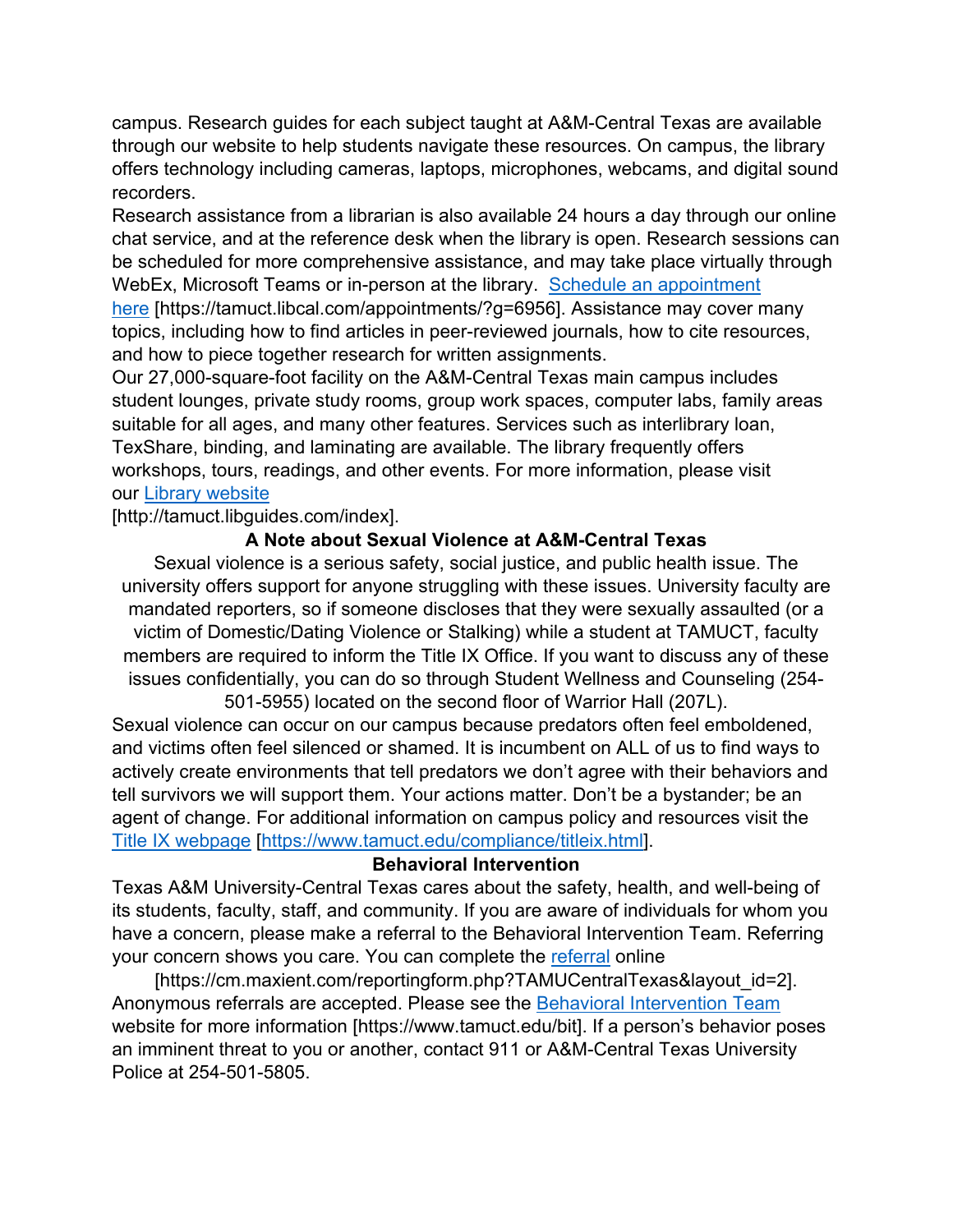campus. Research guides for each subject taught at A&M-Central Texas are available through our website to help students navigate these resources. On campus, the library offers technology including cameras, laptops, microphones, webcams, and digital sound recorders.

Research assistance from a librarian is also available 24 hours a day through our online chat service, and at the reference desk when the library is open. Research sessions can be scheduled for more comprehensive assistance, and may take place virtually through WebEx, Microsoft Teams or in-person at the library. [Schedule an appointment here](https://tamuct.libcal.com/appointments/?g=6956) [https://tamuct.libcal.com/appointments/?g=6956]. Assistance may cover many topics, including how to find articles in peer-reviewed journals, how to cite resources, and how to piece together research for written assignments.

Our 27,000-square-foot facility on the A&M-Central Texas main campus includes student lounges, private study rooms, group work spaces, computer labs, family areas suitable for all ages, and many other features. Services such as interlibrary loan, TexShare, binding, and laminating are available. The library frequently offers workshops, tours, readings, and other events. For more information, please visit our [Library website](http://tamuct.libguides.com/index)
[http://tamuct.libguides.com/index].

### A Note about Sexual Violence at A&M-Central Texas

Sexual violence is a serious safety, social justice, and public health issue. The university offers support for anyone struggling with these issues. University faculty are mandated reporters, so if someone discloses that they were sexually assaulted (or a victim of Domestic/Dating Violence or Stalking) while a student at TAMUCT, faculty members are required to inform the Title IX Office. If you want to discuss any of these issues confidentially, you can do so through Student Wellness and Counseling (254-501-5955) located on the second floor of Warrior Hall (207L).

Sexual violence can occur on our campus because predators often feel emboldened, and victims often feel silenced or shamed. It is incumbent on ALL of us to find ways to actively create environments that tell predators we don't agree with their behaviors and tell survivors we will support them. Your actions matter. Don't be a bystander; be an agent of change. For additional information on campus policy and resources visit the [Title IX webpage](https://www.tamuct.edu/compliance/titleix.html) [https://www.tamuct.edu/compliance/titleix.html].

### Behavioral Intervention

Texas A&M University-Central Texas cares about the safety, health, and well-being of its students, faculty, staff, and community. If you are aware of individuals for whom you have a concern, please make a referral to the Behavioral Intervention Team. Referring your concern shows you care. You can complete the [referral](https://cm.maxient.com/reportingform.php?TAMUCentralTexas&layout_id=2) online
[https://cm.maxient.com/reportingform.php?TAMUCentralTexas&layout_id=2]. Anonymous referrals are accepted. Please see the [Behavioral Intervention Team](https://www.tamuct.edu/bit) website for more information [https://www.tamuct.edu/bit]. If a person's behavior poses an imminent threat to you or another, contact 911 or A&M-Central Texas University Police at 254-501-5805.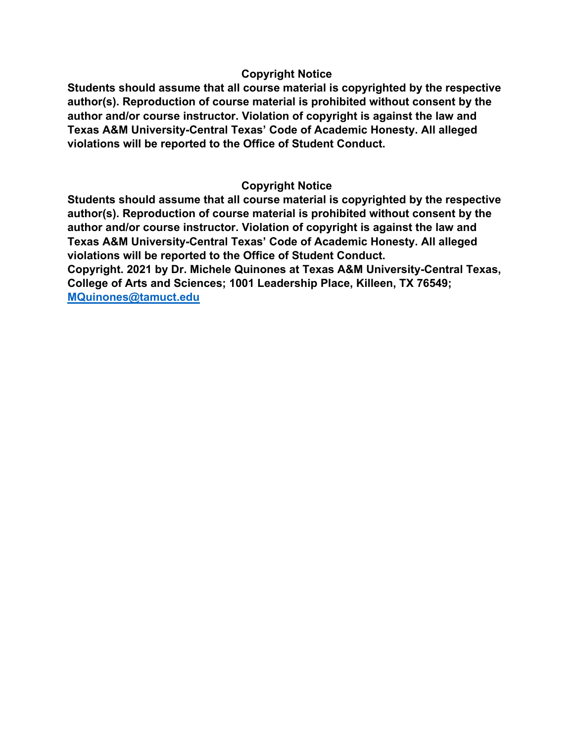**Copyright Notice**

**Students should assume that all course material is copyrighted by the respective author(s). Reproduction of course material is prohibited without consent by the author and/or course instructor. Violation of copyright is against the law and Texas A&M University-Central Texas' Code of Academic Honesty. All alleged violations will be reported to the Office of Student Conduct.**

**Copyright Notice**

**Students should assume that all course material is copyrighted by the respective author(s). Reproduction of course material is prohibited without consent by the author and/or course instructor. Violation of copyright is against the law and Texas A&M University-Central Texas' Code of Academic Honesty. All alleged violations will be reported to the Office of Student Conduct.**
**Copyright. 2021 by Dr. Michele Quinones at Texas A&M University-Central Texas, College of Arts and Sciences; 1001 Leadership Place, Killeen, TX 76549; [MQuinones@tamuct.edu](mailto:MQuinones@tamuct.edu)**